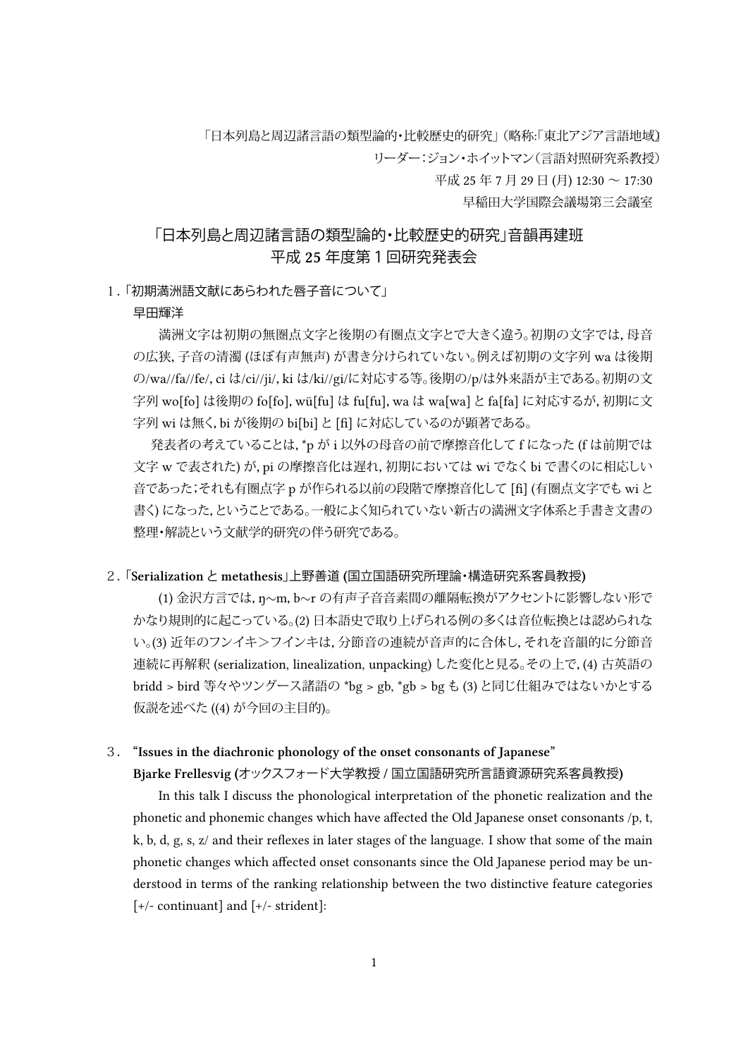「日本列島と周辺諸言語の類型論的・比較歴史的研究」（略称:「東北アジア言語地域」）
リーダー：ジョン・ホイットマン（言語対照研究系教授）
平成 25 年 7 月 29 日 (月) 12:30 ～ 17:30
早稲田大学国際会議場第三会議室

# 「日本列島と周辺諸言語の類型論的・比較歴史的研究」音韻再建班 平成 25 年度第 1 回研究発表会

## 1.「初期満洲語文献にあらわれた唇子音について」

早田輝洋

満洲文字は初期の無圏点文字と後期の有圏点文字とで大きく違う。初期の文字では, 母音の広狭, 子音の清濁 (ほぼ有声無声) が書き分けられていない。例えば初期の文字列 wa は後期の/wa//fa//fe/, ci は/ci//ji/, ki は/ki//gi/に対応する等。後期の/p/は外来語が主である。初期の文字列 wo[fo] は後期の fo[fo], wü[fu] は fu[fu], wa は wa[wa] と fa[fa] に対応するが, 初期に文字列 wi は無く, bi が後期の bi[bi] と [fi] に対応しているのが顕著である。

発表者の考えていることは, *p が i 以外の母音の前で摩擦音化して f になった (f は前期では文字 w で表された) が, pi の摩擦音化は遅れ, 初期においては wi でなく bi で書くのに相応しい音であった；それも有圏点字 p が作られる以前の段階で摩擦音化して [fi] (有圏点文字でも wi と書く) になった, ということである。一般によく知られていない新古の満洲文字体系と手書き文書の整理・解読という文献学的研究の伴う研究である。

## 2.「**Serialization** と **metathesis**」上野善道 (国立国語研究所理論・構造研究系客員教授)

(1) 金沢方言では, ŋ∼m, b∼r の有声子音音素間の離隔転換がアクセントに影響しない形でかなり規則的に起こっている。(2) 日本語史で取り上げられる例の多くは音位転換とは認められない。(3) 近年のフンイキ＞フインキは, 分節音の連続が音声的に合体し, それを音韻的に分節音連続に再解釈 (serialization, linealization, unpacking) した変化と見る。その上で, (4) 古英語の bridd > bird 等々やツングース諸語の *bg > gb, *gb > bg も (3) と同じ仕組みではないかとする仮説を述べた ((4) が今回の主目的)。

## 3. **"Issues in the diachronic phonology of the onset consonants of Japanese"**

**Bjarke Frellesvig (オックスフォード大学教授 / 国立国語研究所言語資源研究系客員教授)**

In this talk I discuss the phonological interpretation of the phonetic realization and the phonetic and phonemic changes which have affected the Old Japanese onset consonants /p, t, k, b, d, g, s, z/ and their reflexes in later stages of the language. I show that some of the main phonetic changes which affected onset consonants since the Old Japanese period may be understood in terms of the ranking relationship between the two distinctive feature categories [+/- continuant] and [+/- strident]: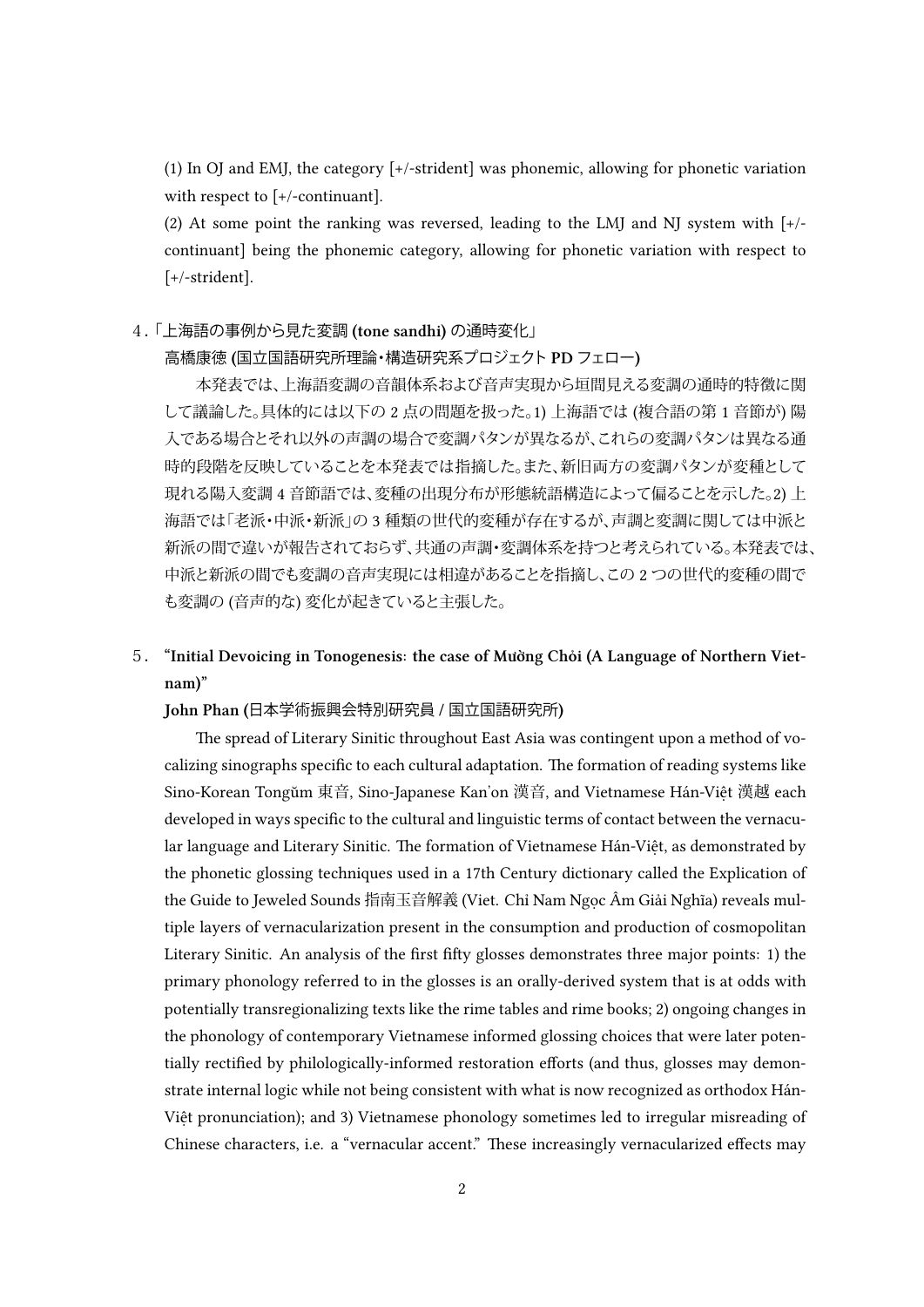(1) In OJ and EMJ, the category [+/-strident] was phonemic, allowing for phonetic variation with respect to [+/-continuant].

(2) At some point the ranking was reversed, leading to the LMJ and NJ system with [+/-continuant] being the phonemic category, allowing for phonetic variation with respect to [+/-strident].

## 4.「上海語の事例から見た変調 (tone sandhi) の通時変化」

**高橋康徳 (国立国語研究所理論・構造研究系プロジェクト PD フェロー)**

本発表では、上海語変調の音韻体系および音声実現から垣間見える変調の通時的特徴に関して議論した。具体的には以下の 2 点の問題を扱った。1) 上海語では (複合語の第 1 音節が) 陽入である場合とそれ以外の声調の場合で変調パタンが異なるが、これらの変調パタンは異なる通時的段階を反映していることを本発表では指摘した。また、新旧両方の変調パタンが変種として現れる陽入変調 4 音節語では、変種の出現分布が形態統語構造によって偏ることを示した。2) 上海語では「老派・中派・新派」の 3 種類の世代的変種が存在するが、声調と変調に関しては中派と新派の間で違いが報告されておらず、共通の声調・変調体系を持つと考えられている。本発表では、中派と新派の間でも変調の音声実現には相違があることを指摘し、この 2 つの世代的変種の間でも変調の (音声的な) 変化が起きていると主張した。

## 5. "Initial Devoicing in Tonogenesis: the case of Mường Chỏi (A Language of Northern Vietnam)"

**John Phan (日本学術振興会特別研究員 / 国立国語研究所)**

The spread of Literary Sinitic throughout East Asia was contingent upon a method of vocalizing sinographs specific to each cultural adaptation. The formation of reading systems like Sino-Korean Tongŭm 東音, Sino-Japanese Kan'on 漢音, and Vietnamese Hán-Việt 漢越 each developed in ways specific to the cultural and linguistic terms of contact between the vernacular language and Literary Sinitic. The formation of Vietnamese Hán-Việt, as demonstrated by the phonetic glossing techniques used in a 17th Century dictionary called the Explication of the Guide to Jeweled Sounds 指南玉音解義 (Viet. Chỉ Nam Ngọc Âm Giải Nghĩa) reveals multiple layers of vernacularization present in the consumption and production of cosmopolitan Literary Sinitic. An analysis of the first fifty glosses demonstrates three major points: 1) the primary phonology referred to in the glosses is an orally-derived system that is at odds with potentially transregionalizing texts like the rime tables and rime books; 2) ongoing changes in the phonology of contemporary Vietnamese informed glossing choices that were later potentially rectified by philologically-informed restoration efforts (and thus, glosses may demonstrate internal logic while not being consistent with what is now recognized as orthodox Hán-Việt pronunciation); and 3) Vietnamese phonology sometimes led to irregular misreading of Chinese characters, i.e. a "vernacular accent." These increasingly vernacularized effects may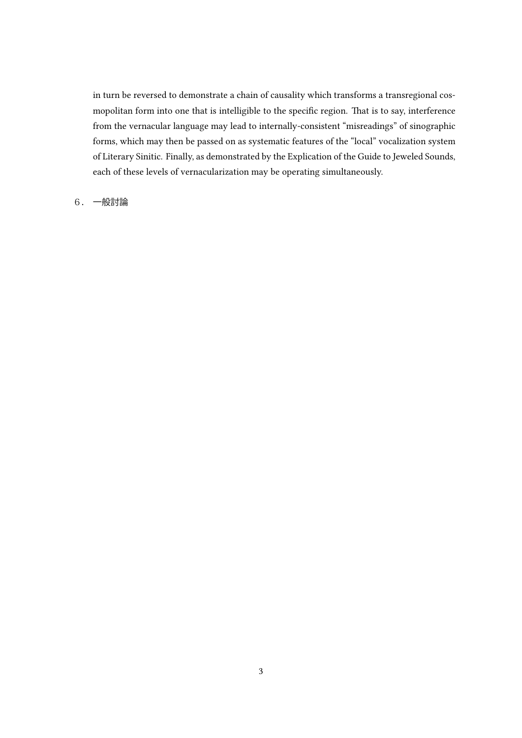in turn be reversed to demonstrate a chain of causality which transforms a transregional cosmopolitan form into one that is intelligible to the specific region. That is to say, interference from the vernacular language may lead to internally-consistent “misreadings” of sinographic forms, which may then be passed on as systematic features of the “local” vocalization system of Literary Sinitic. Finally, as demonstrated by the Explication of the Guide to Jeweled Sounds, each of these levels of vernacularization may be operating simultaneously.

## ６．一般討論